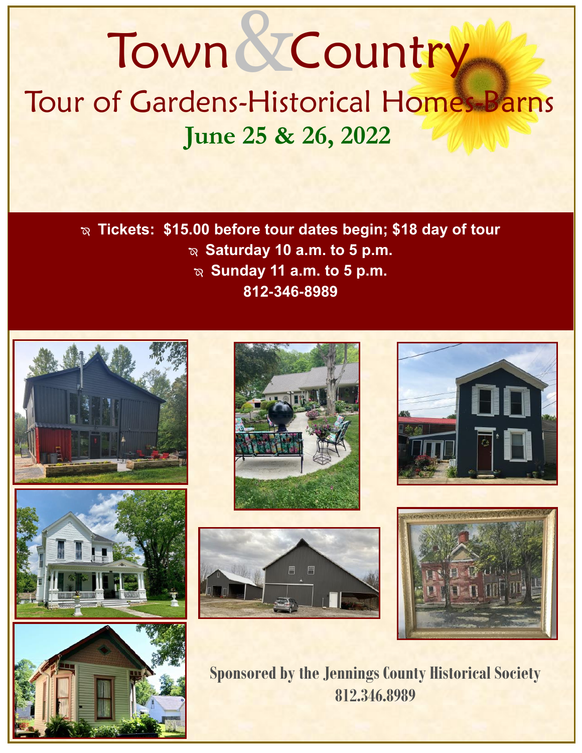# Town & Country

## Tour of Gardens-Historical Homes-Barns

**June 25 & 26, 2022**

- **Tickets: $15.00 before tour dates begin; $18 day of tour**
- **Saturday 10 a.m. to 5 p.m.**
- **Sunday 11 a.m. to 5 p.m.**

**812-346-8989**

**Sponsored by the Jennings County Historical Society**

**812.346.8989**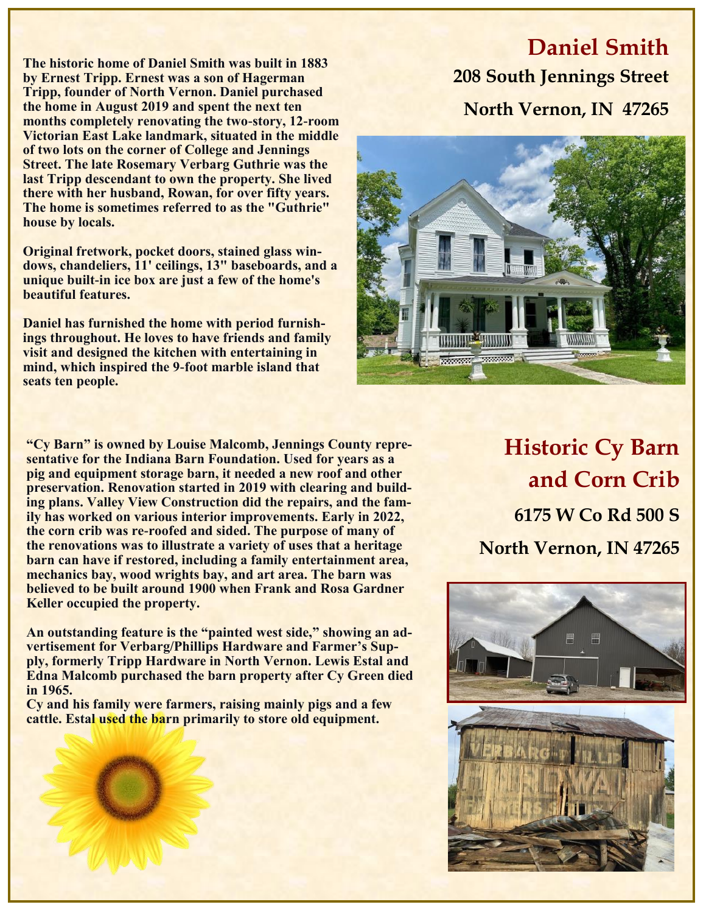## Daniel Smith

### 208 South Jennings Street

### North Vernon, IN 47265

**The historic home of Daniel Smith was built in 1883 by Ernest Tripp. Ernest was a son of Hagerman Tripp, founder of North Vernon. Daniel purchased the home in August 2019 and spent the next ten months completely renovating the two-story, 12-room Victorian East Lake landmark, situated in the middle of two lots on the corner of College and Jennings Street. The late Rosemary Verbarg Guthrie was the last Tripp descendant to own the property. She lived there with her husband, Rowan, for over fifty years. The home is sometimes referred to as the "Guthrie" house by locals.**

**Original fretwork, pocket doors, stained glass windows, chandeliers, 11' ceilings, 13" baseboards, and a unique built-in ice box are just a few of the home's beautiful features.**

**Daniel has furnished the home with period furnishings throughout. He loves to have friends and family visit and designed the kitchen with entertaining in mind, which inspired the 9-foot marble island that seats ten people.**

## Historic Cy Barn and Corn Crib

### 6175 W Co Rd 500 S

### North Vernon, IN 47265

**"Cy Barn" is owned by Louise Malcomb, Jennings County representative for the Indiana Barn Foundation. Used for years as a pig and equipment storage barn, it needed a new roof and other preservation. Renovation started in 2019 with clearing and building plans. Valley View Construction did the repairs, and the family has worked on various interior improvements. Early in 2022, the corn crib was re-roofed and sided. The purpose of many of the renovations was to illustrate a variety of uses that a heritage barn can have if restored, including a family entertainment area, mechanics bay, wood wrights bay, and art area. The barn was believed to be built around 1900 when Frank and Rosa Gardner Keller occupied the property.**

**An outstanding feature is the "painted west side," showing an advertisement for Verbarg/Phillips Hardware and Farmer's Supply, formerly Tripp Hardware in North Vernon. Lewis Estal and Edna Malcomb purchased the barn property after Cy Green died in 1965.**
**Cy and his family were farmers, raising mainly pigs and a few cattle. Estal used the barn primarily to store old equipment.**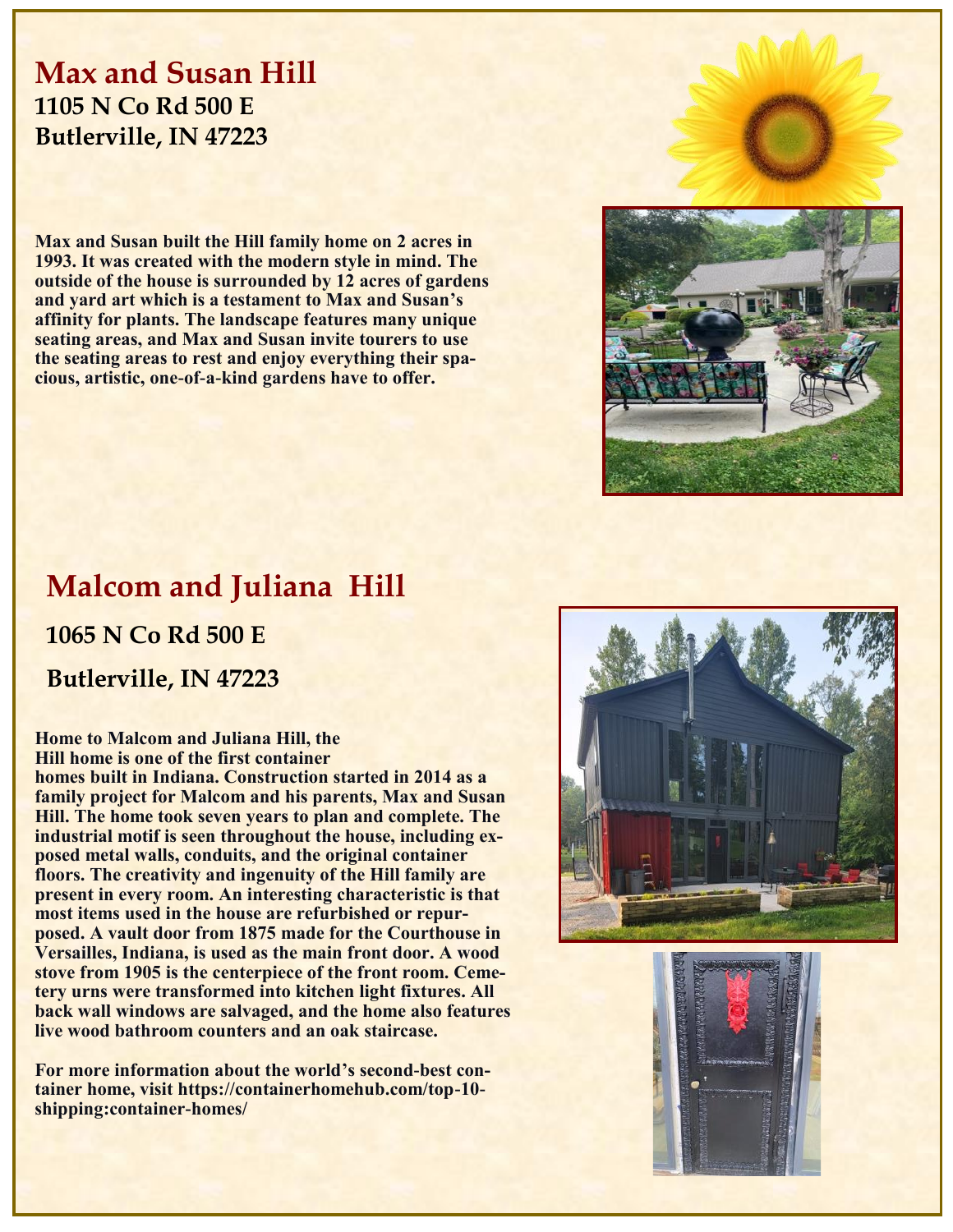## Max and Susan Hill

**1105 N Co Rd 500 E**
**Butlerville, IN 47223**

**Max and Susan built the Hill family home on 2 acres in 1993. It was created with the modern style in mind. The outside of the house is surrounded by 12 acres of gardens and yard art which is a testament to Max and Susan's affinity for plants. The landscape features many unique seating areas, and Max and Susan invite tourers to use the seating areas to rest and enjoy everything their spacious, artistic, one-of-a-kind gardens have to offer.**

## Malcom and Juliana Hill

**1065 N Co Rd 500 E**

**Butlerville, IN 47223**

**Home to Malcom and Juliana Hill, the Hill home is one of the first container homes built in Indiana. Construction started in 2014 as a family project for Malcom and his parents, Max and Susan Hill. The home took seven years to plan and complete. The industrial motif is seen throughout the house, including exposed metal walls, conduits, and the original container floors. The creativity and ingenuity of the Hill family are present in every room. An interesting characteristic is that most items used in the house are refurbished or repurposed. A vault door from 1875 made for the Courthouse in Versailles, Indiana, is used as the main front door. A wood stove from 1905 is the centerpiece of the front room. Cemetery urns were transformed into kitchen light fixtures. All back wall windows are salvaged, and the home also features live wood bathroom counters and an oak staircase.**

**For more information about the world's second-best container home, visit https://containerhomehub.com/top-10-shipping:container-homes/**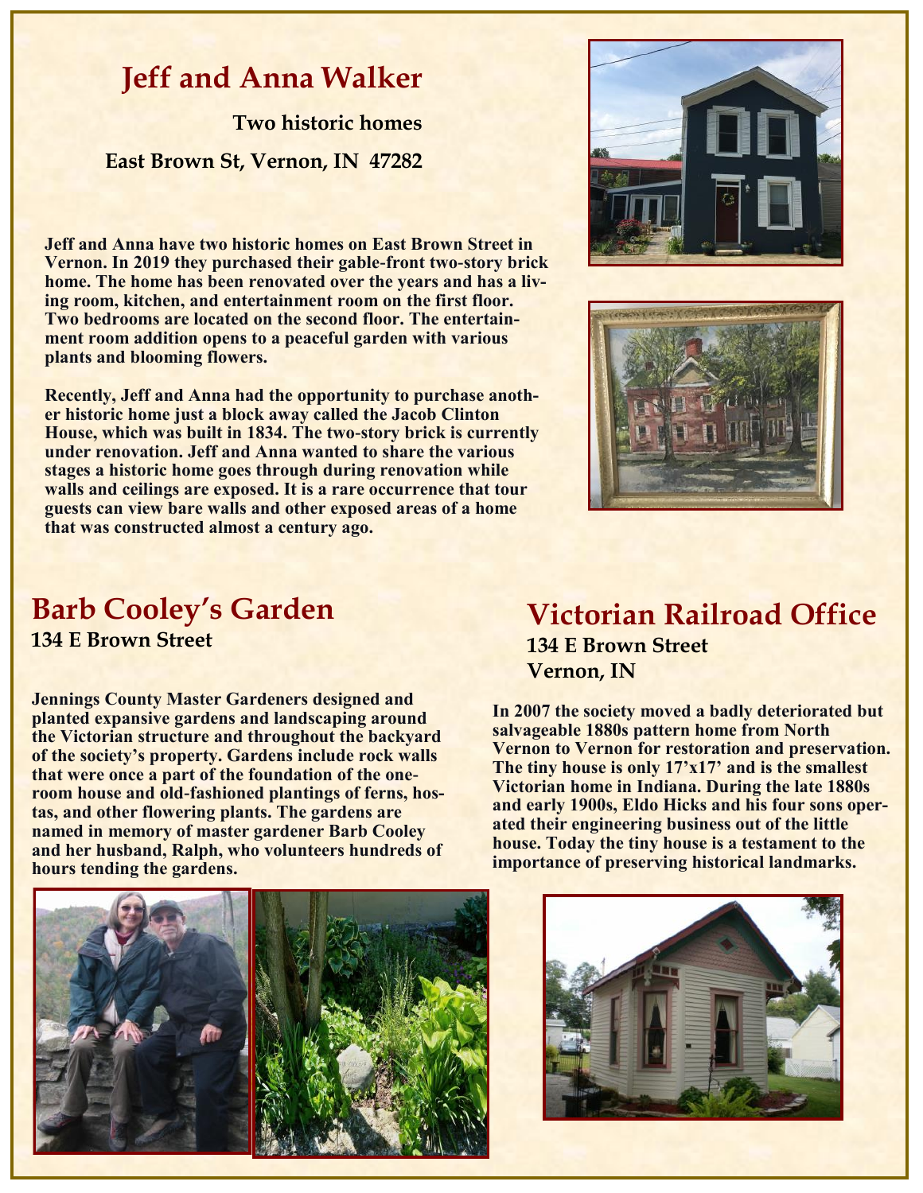# Jeff and Anna Walker

**Two historic homes**

**East Brown St, Vernon, IN 47282**

**Jeff and Anna have two historic homes on East Brown Street in Vernon. In 2019 they purchased their gable-front two-story brick home. The home has been renovated over the years and has a living room, kitchen, and entertainment room on the first floor. Two bedrooms are located on the second floor. The entertainment room addition opens to a peaceful garden with various plants and blooming flowers.**

**Recently, Jeff and Anna had the opportunity to purchase another historic home just a block away called the Jacob Clinton House, which was built in 1834. The two-story brick is currently under renovation. Jeff and Anna wanted to share the various stages a historic home goes through during renovation while walls and ceilings are exposed. It is a rare occurrence that tour guests can view bare walls and other exposed areas of a home that was constructed almost a century ago.**

# Barb Cooley's Garden

**134 E Brown Street**

**Jennings County Master Gardeners designed and planted expansive gardens and landscaping around the Victorian structure and throughout the backyard of the society's property. Gardens include rock walls that were once a part of the foundation of the one-room house and old-fashioned plantings of ferns, hostas, and other flowering plants. The gardens are named in memory of master gardener Barb Cooley and her husband, Ralph, who volunteers hundreds of hours tending the gardens.**

# Victorian Railroad Office

**134 E Brown Street**
**Vernon, IN**

**In 2007 the society moved a badly deteriorated but salvageable 1880s pattern home from North Vernon to Vernon for restoration and preservation. The tiny house is only 17'x17' and is the smallest Victorian home in Indiana. During the late 1880s and early 1900s, Eldo Hicks and his four sons operated their engineering business out of the little house. Today the tiny house is a testament to the importance of preserving historical landmarks.**